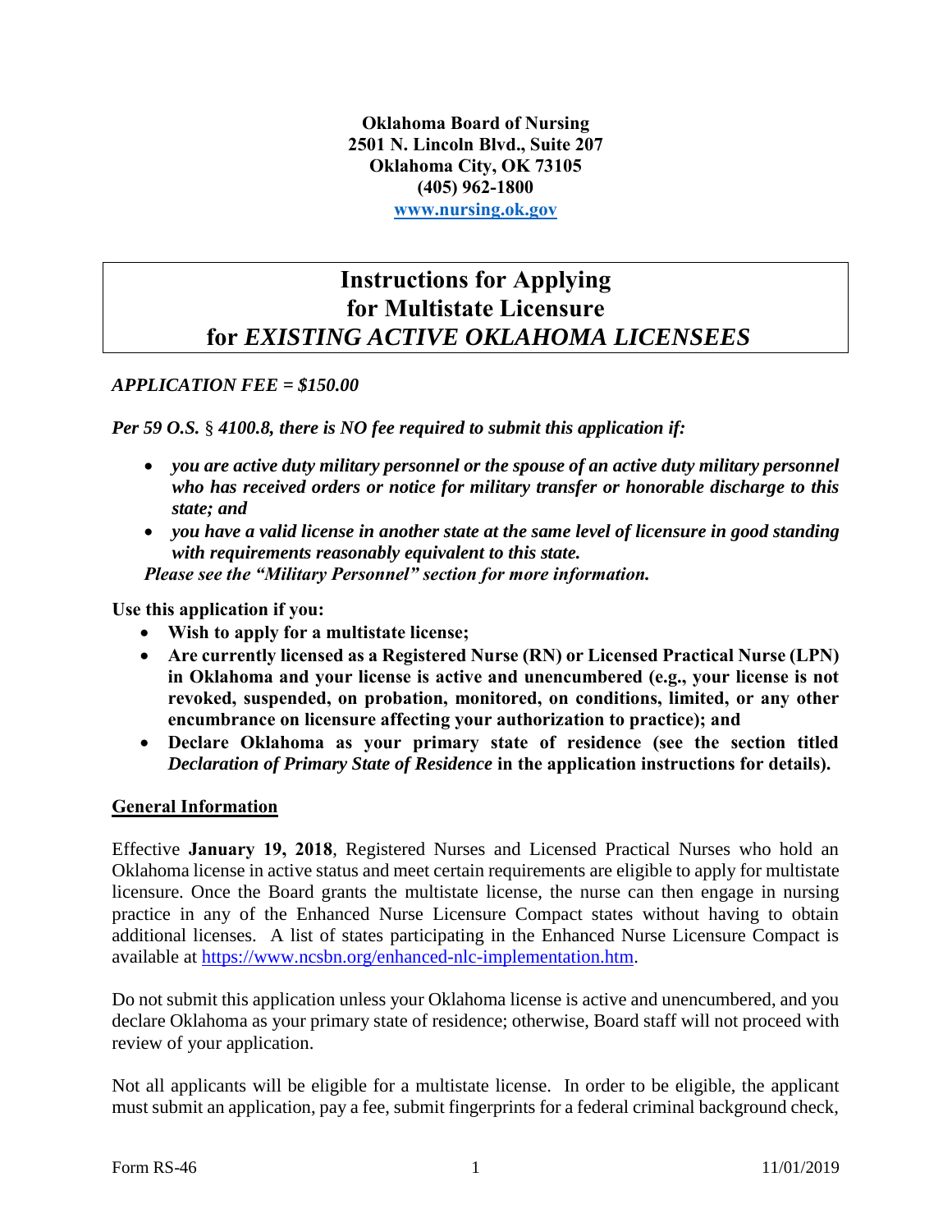**Oklahoma Board of Nursing**
**2501 N. Lincoln Blvd., Suite 207**
**Oklahoma City, OK 73105**
**(405) 962-1800**
**www.nursing.ok.gov**

# Instructions for Applying for Multistate Licensure for *EXISTING ACTIVE OKLAHOMA LICENSEES*

***APPLICATION FEE = $150.00***

***Per 59 O.S. § 4100.8, there is NO fee required to submit this application if:***

- ***you are active duty military personnel or the spouse of an active duty military personnel who has received orders or notice for military transfer or honorable discharge to this state; and***
- ***you have a valid license in another state at the same level of licensure in good standing with requirements reasonably equivalent to this state.***

***Please see the "Military Personnel" section for more information.***

**Use this application if you:**

- **Wish to apply for a multistate license;**
- **Are currently licensed as a Registered Nurse (RN) or Licensed Practical Nurse (LPN) in Oklahoma and your license is active and unencumbered (e.g., your license is not revoked, suspended, on probation, monitored, on conditions, limited, or any other encumbrance on licensure affecting your authorization to practice); and**
- **Declare Oklahoma as your primary state of residence (see the section titled *Declaration of Primary State of Residence* in the application instructions for details).**

## General Information

Effective **January 19, 2018**, Registered Nurses and Licensed Practical Nurses who hold an Oklahoma license in active status and meet certain requirements are eligible to apply for multistate licensure. Once the Board grants the multistate license, the nurse can then engage in nursing practice in any of the Enhanced Nurse Licensure Compact states without having to obtain additional licenses. A list of states participating in the Enhanced Nurse Licensure Compact is available at https://www.ncsbn.org/enhanced-nlc-implementation.htm.

Do not submit this application unless your Oklahoma license is active and unencumbered, and you declare Oklahoma as your primary state of residence; otherwise, Board staff will not proceed with review of your application.

Not all applicants will be eligible for a multistate license. In order to be eligible, the applicant must submit an application, pay a fee, submit fingerprints for a federal criminal background check,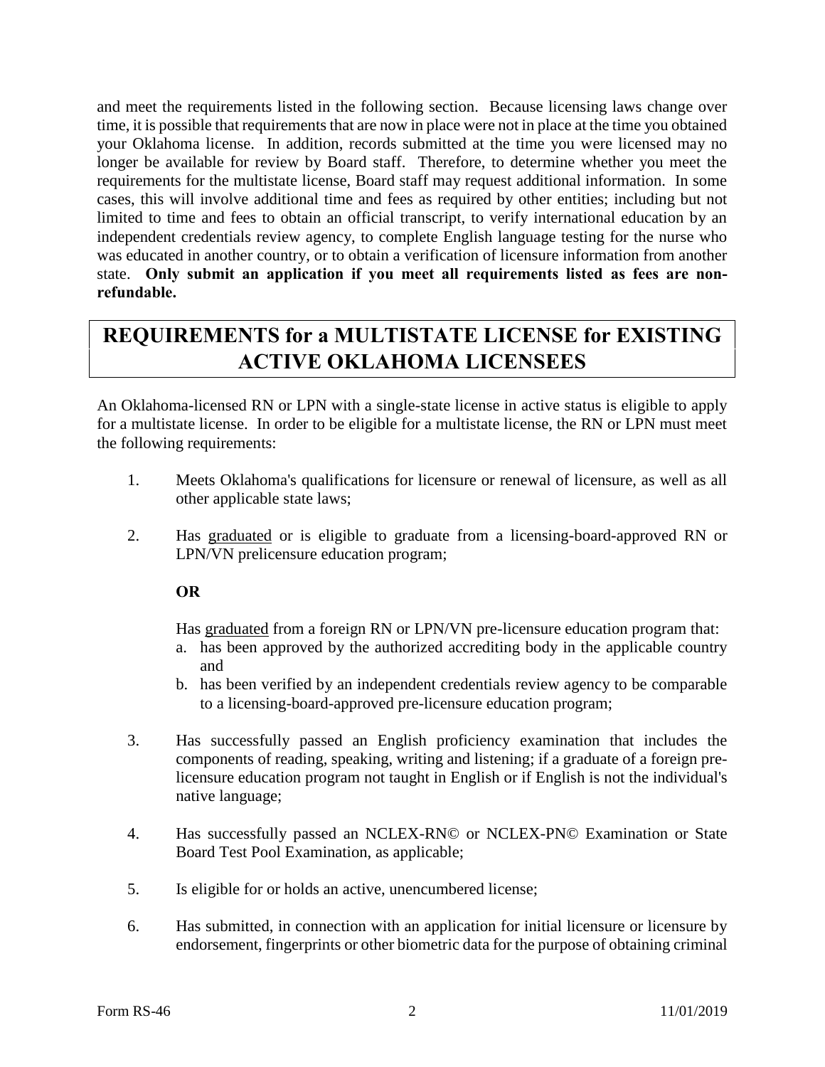and meet the requirements listed in the following section. Because licensing laws change over time, it is possible that requirements that are now in place were not in place at the time you obtained your Oklahoma license. In addition, records submitted at the time you were licensed may no longer be available for review by Board staff. Therefore, to determine whether you meet the requirements for the multistate license, Board staff may request additional information. In some cases, this will involve additional time and fees as required by other entities; including but not limited to time and fees to obtain an official transcript, to verify international education by an independent credentials review agency, to complete English language testing for the nurse who was educated in another country, or to obtain a verification of licensure information from another state. **Only submit an application if you meet all requirements listed as fees are non-refundable.**

## REQUIREMENTS for a MULTISTATE LICENSE for EXISTING ACTIVE OKLAHOMA LICENSEES

An Oklahoma-licensed RN or LPN with a single-state license in active status is eligible to apply for a multistate license. In order to be eligible for a multistate license, the RN or LPN must meet the following requirements:

1. Meets Oklahoma's qualifications for licensure or renewal of licensure, as well as all other applicable state laws;

2. Has graduated or is eligible to graduate from a licensing-board-approved RN or LPN/VN prelicensure education program;

   **OR**

   Has graduated from a foreign RN or LPN/VN pre-licensure education program that:
   a. has been approved by the authorized accrediting body in the applicable country and
   b. has been verified by an independent credentials review agency to be comparable to a licensing-board-approved pre-licensure education program;

3. Has successfully passed an English proficiency examination that includes the components of reading, speaking, writing and listening; if a graduate of a foreign pre-licensure education program not taught in English or if English is not the individual's native language;

4. Has successfully passed an NCLEX-RN© or NCLEX-PN© Examination or State Board Test Pool Examination, as applicable;

5. Is eligible for or holds an active, unencumbered license;

6. Has submitted, in connection with an application for initial licensure or licensure by endorsement, fingerprints or other biometric data for the purpose of obtaining criminal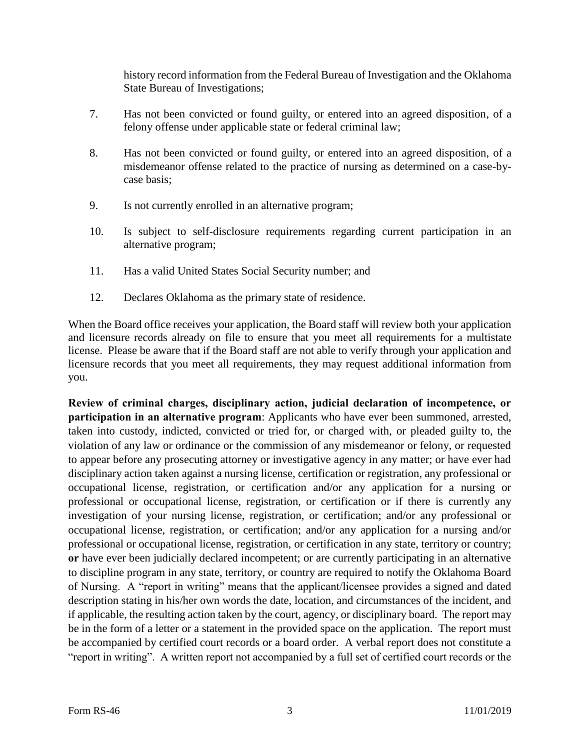history record information from the Federal Bureau of Investigation and the Oklahoma State Bureau of Investigations;

7. Has not been convicted or found guilty, or entered into an agreed disposition, of a felony offense under applicable state or federal criminal law;

8. Has not been convicted or found guilty, or entered into an agreed disposition, of a misdemeanor offense related to the practice of nursing as determined on a case-by-case basis;

9. Is not currently enrolled in an alternative program;

10. Is subject to self-disclosure requirements regarding current participation in an alternative program;

11. Has a valid United States Social Security number; and

12. Declares Oklahoma as the primary state of residence.

When the Board office receives your application, the Board staff will review both your application and licensure records already on file to ensure that you meet all requirements for a multistate license. Please be aware that if the Board staff are not able to verify through your application and licensure records that you meet all requirements, they may request additional information from you.

**Review of criminal charges, disciplinary action, judicial declaration of incompetence, or participation in an alternative program**: Applicants who have ever been summoned, arrested, taken into custody, indicted, convicted or tried for, or charged with, or pleaded guilty to, the violation of any law or ordinance or the commission of any misdemeanor or felony, or requested to appear before any prosecuting attorney or investigative agency in any matter; or have ever had disciplinary action taken against a nursing license, certification or registration, any professional or occupational license, registration, or certification and/or any application for a nursing or professional or occupational license, registration, or certification or if there is currently any investigation of your nursing license, registration, or certification; and/or any professional or occupational license, registration, or certification; and/or any application for a nursing and/or professional or occupational license, registration, or certification in any state, territory or country; **or** have ever been judicially declared incompetent; or are currently participating in an alternative to discipline program in any state, territory, or country are required to notify the Oklahoma Board of Nursing. A "report in writing" means that the applicant/licensee provides a signed and dated description stating in his/her own words the date, location, and circumstances of the incident, and if applicable, the resulting action taken by the court, agency, or disciplinary board. The report may be in the form of a letter or a statement in the provided space on the application. The report must be accompanied by certified court records or a board order. A verbal report does not constitute a "report in writing". A written report not accompanied by a full set of certified court records or the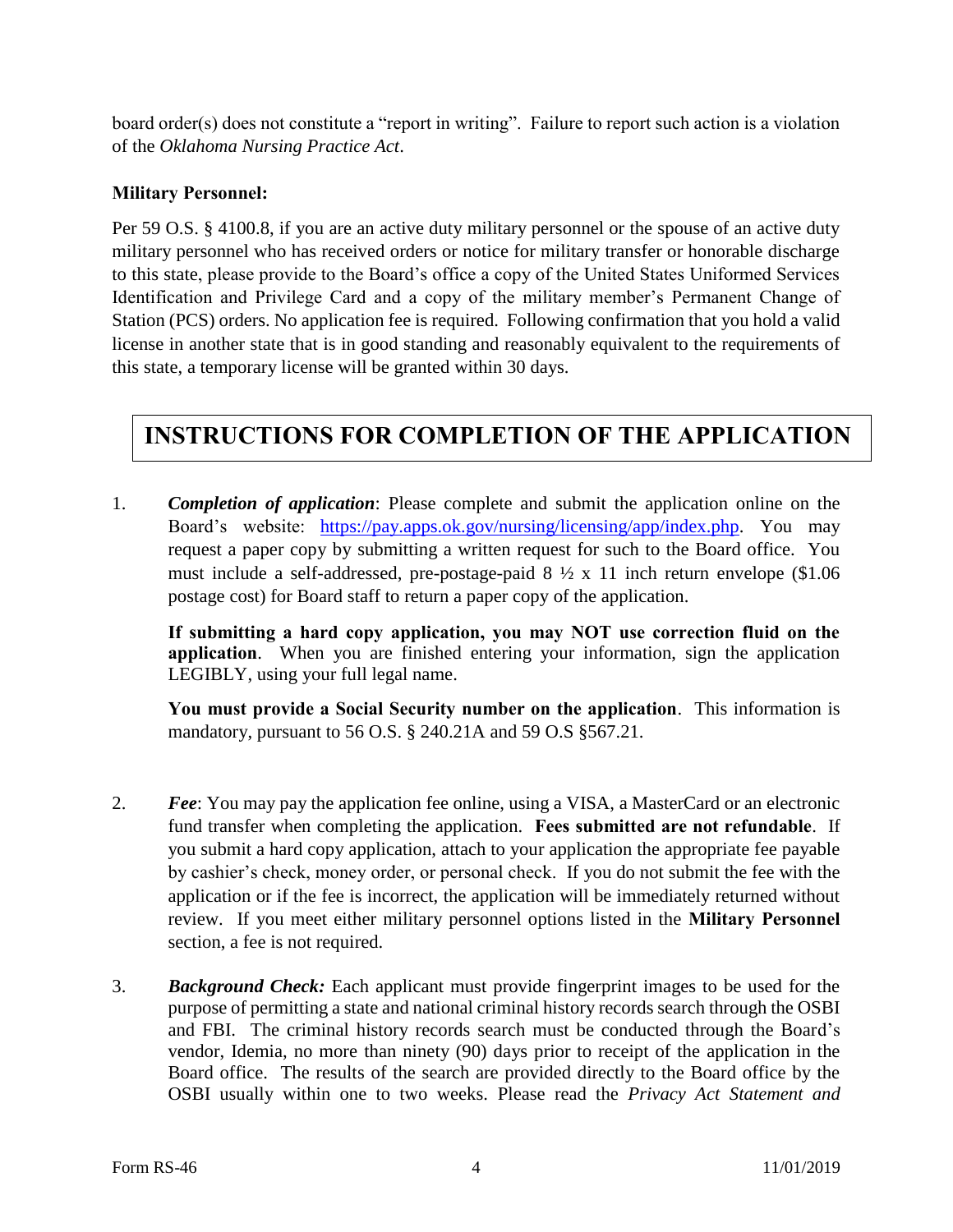board order(s) does not constitute a "report in writing". Failure to report such action is a violation of the *Oklahoma Nursing Practice Act*.

**Military Personnel:**

Per 59 O.S. § 4100.8, if you are an active duty military personnel or the spouse of an active duty military personnel who has received orders or notice for military transfer or honorable discharge to this state, please provide to the Board's office a copy of the United States Uniformed Services Identification and Privilege Card and a copy of the military member's Permanent Change of Station (PCS) orders. No application fee is required. Following confirmation that you hold a valid license in another state that is in good standing and reasonably equivalent to the requirements of this state, a temporary license will be granted within 30 days.

# INSTRUCTIONS FOR COMPLETION OF THE APPLICATION

1. ***Completion of application***: Please complete and submit the application online on the Board's website: https://pay.apps.ok.gov/nursing/licensing/app/index.php. You may request a paper copy by submitting a written request for such to the Board office. You must include a self-addressed, pre-postage-paid 8 ½ x 11 inch return envelope ($1.06 postage cost) for Board staff to return a paper copy of the application.

   **If submitting a hard copy application, you may NOT use correction fluid on the application**. When you are finished entering your information, sign the application LEGIBLY, using your full legal name.

   **You must provide a Social Security number on the application**. This information is mandatory, pursuant to 56 O.S. § 240.21A and 59 O.S §567.21.

2. ***Fee***: You may pay the application fee online, using a VISA, a MasterCard or an electronic fund transfer when completing the application. **Fees submitted are not refundable**. If you submit a hard copy application, attach to your application the appropriate fee payable by cashier's check, money order, or personal check. If you do not submit the fee with the application or if the fee is incorrect, the application will be immediately returned without review. If you meet either military personnel options listed in the **Military Personnel** section, a fee is not required.

3. ***Background Check:*** Each applicant must provide fingerprint images to be used for the purpose of permitting a state and national criminal history records search through the OSBI and FBI. The criminal history records search must be conducted through the Board's vendor, Idemia, no more than ninety (90) days prior to receipt of the application in the Board office. The results of the search are provided directly to the Board office by the OSBI usually within one to two weeks. Please read the *Privacy Act Statement and*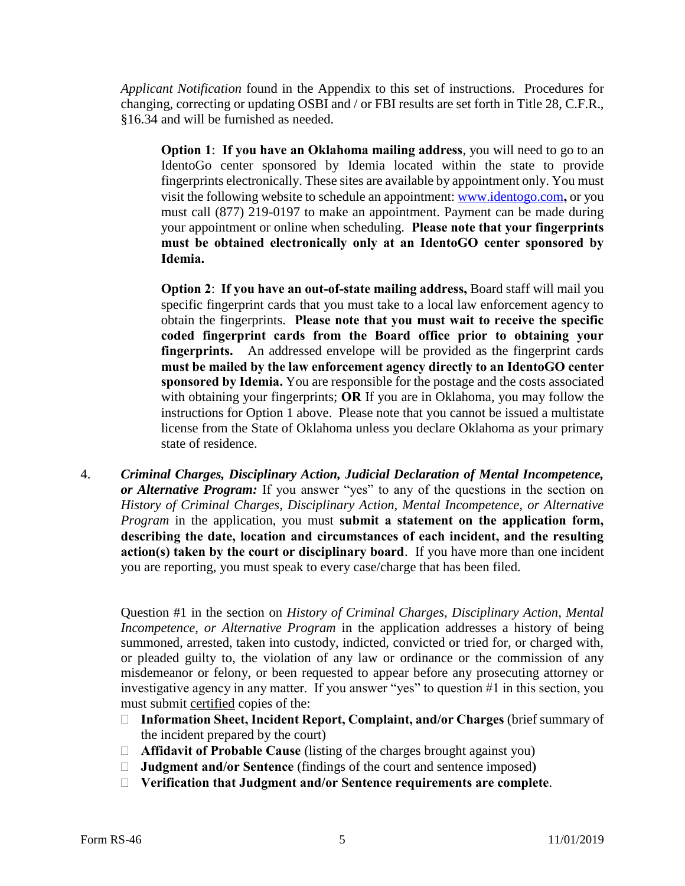*Applicant Notification* found in the Appendix to this set of instructions. Procedures for changing, correcting or updating OSBI and / or FBI results are set forth in Title 28, C.F.R., §16.34 and will be furnished as needed.

> **Option 1**: **If you have an Oklahoma mailing address**, you will need to go to an IdentoGo center sponsored by Idemia located within the state to provide fingerprints electronically. These sites are available by appointment only. You must visit the following website to schedule an appointment: [www.identogo.com](www.identogo.com)**,** or you must call (877) 219-0197 to make an appointment. Payment can be made during your appointment or online when scheduling. **Please note that your fingerprints must be obtained electronically only at an IdentoGO center sponsored by Idemia.**
>
> **Option 2**: **If you have an out-of-state mailing address,** Board staff will mail you specific fingerprint cards that you must take to a local law enforcement agency to obtain the fingerprints. **Please note that you must wait to receive the specific coded fingerprint cards from the Board office prior to obtaining your fingerprints.** An addressed envelope will be provided as the fingerprint cards **must be mailed by the law enforcement agency directly to an IdentoGO center sponsored by Idemia.** You are responsible for the postage and the costs associated with obtaining your fingerprints; **OR** If you are in Oklahoma, you may follow the instructions for Option 1 above. Please note that you cannot be issued a multistate license from the State of Oklahoma unless you declare Oklahoma as your primary state of residence.

4. ***Criminal Charges, Disciplinary Action, Judicial Declaration of Mental Incompetence, or Alternative Program:*** If you answer "yes" to any of the questions in the section on *History of Criminal Charges, Disciplinary Action, Mental Incompetence, or Alternative Program* in the application, you must **submit a statement on the application form, describing the date, location and circumstances of each incident, and the resulting action(s) taken by the court or disciplinary board**. If you have more than one incident you are reporting, you must speak to every case/charge that has been filed.

   Question #1 in the section on *History of Criminal Charges, Disciplinary Action, Mental Incompetence, or Alternative Program* in the application addresses a history of being summoned, arrested, taken into custody, indicted, convicted or tried for, or charged with, or pleaded guilty to, the violation of any law or ordinance or the commission of any misdemeanor or felony, or been requested to appear before any prosecuting attorney or investigative agency in any matter. If you answer "yes" to question #1 in this section, you must submit <u>certified</u> copies of the:

   - **Information Sheet, Incident Report, Complaint, and/or Charges** (brief summary of the incident prepared by the court)
   - **Affidavit of Probable Cause** (listing of the charges brought against you)
   - **Judgment and/or Sentence** (findings of the court and sentence imposed**)**
   - **Verification that Judgment and/or Sentence requirements are complete**.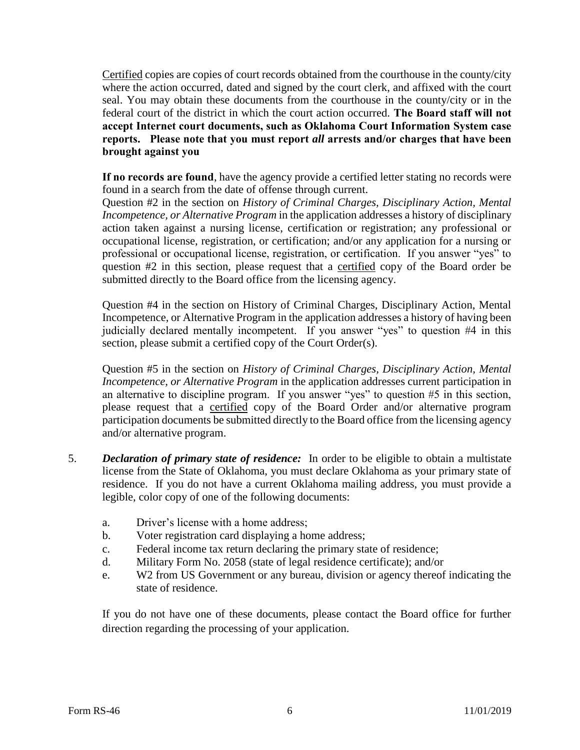<u>Certified</u> copies are copies of court records obtained from the courthouse in the county/city where the action occurred, dated and signed by the court clerk, and affixed with the court seal. You may obtain these documents from the courthouse in the county/city or in the federal court of the district in which the court action occurred. **The Board staff will not accept Internet court documents, such as Oklahoma Court Information System case reports. Please note that you must report *all* arrests and/or charges that have been brought against you**

**If no records are found**, have the agency provide a certified letter stating no records were found in a search from the date of offense through current.

Question #2 in the section on *History of Criminal Charges, Disciplinary Action, Mental Incompetence, or Alternative Program* in the application addresses a history of disciplinary action taken against a nursing license, certification or registration; any professional or occupational license, registration, or certification; and/or any application for a nursing or professional or occupational license, registration, or certification. If you answer "yes" to question #2 in this section, please request that a <u>certified</u> copy of the Board order be submitted directly to the Board office from the licensing agency.

Question #4 in the section on History of Criminal Charges, Disciplinary Action, Mental Incompetence, or Alternative Program in the application addresses a history of having been judicially declared mentally incompetent. If you answer "yes" to question #4 in this section, please submit a certified copy of the Court Order(s).

Question #5 in the section on *History of Criminal Charges, Disciplinary Action, Mental Incompetence, or Alternative Program* in the application addresses current participation in an alternative to discipline program. If you answer "yes" to question #5 in this section, please request that a <u>certified</u> copy of the Board Order and/or alternative program participation documents be submitted directly to the Board office from the licensing agency and/or alternative program.

5. ***Declaration of primary state of residence:*** In order to be eligible to obtain a multistate license from the State of Oklahoma, you must declare Oklahoma as your primary state of residence. If you do not have a current Oklahoma mailing address, you must provide a legible, color copy of one of the following documents:

   a. Driver's license with a home address;
   b. Voter registration card displaying a home address;
   c. Federal income tax return declaring the primary state of residence;
   d. Military Form No. 2058 (state of legal residence certificate); and/or
   e. W2 from US Government or any bureau, division or agency thereof indicating the state of residence.

   If you do not have one of these documents, please contact the Board office for further direction regarding the processing of your application.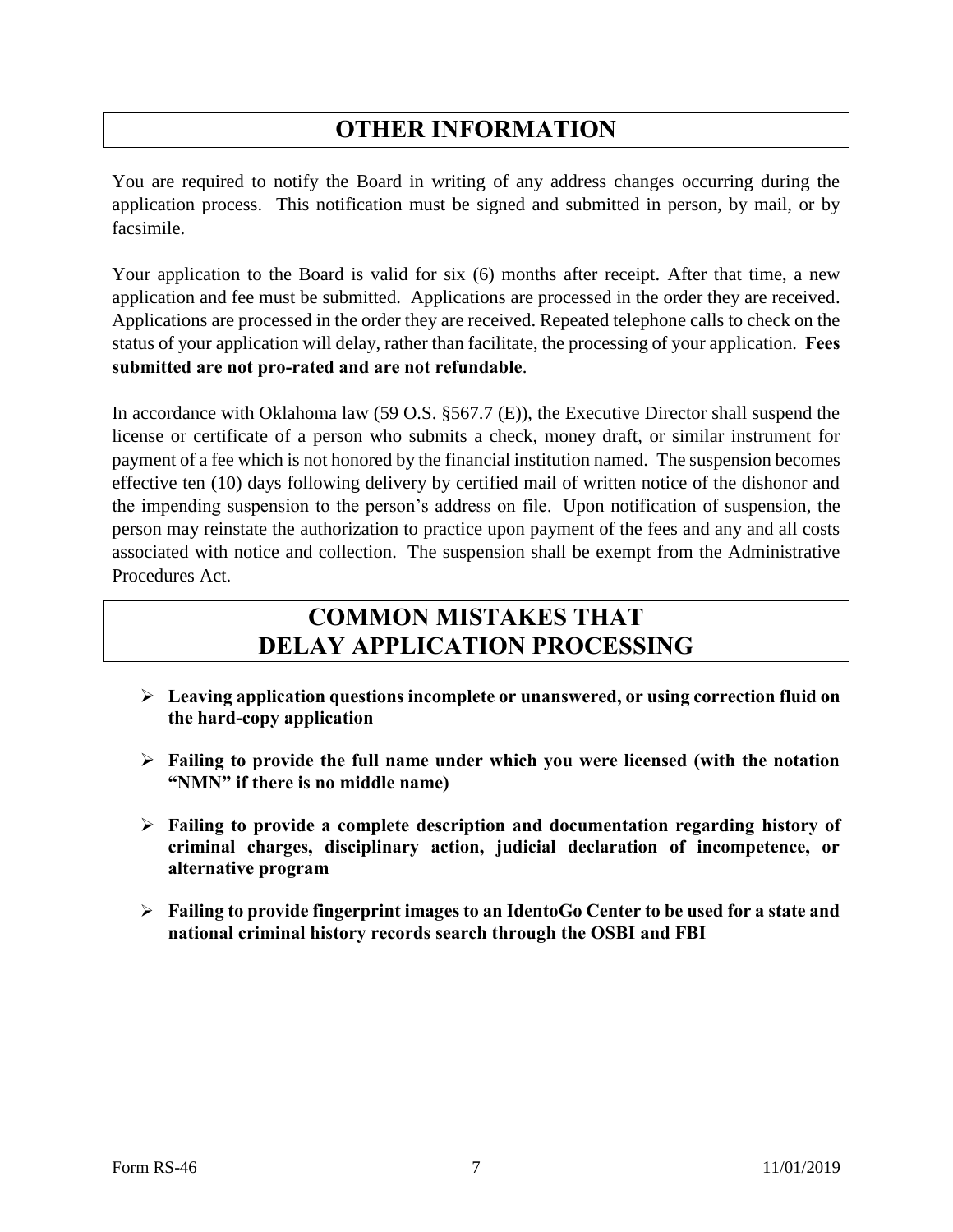## OTHER INFORMATION

You are required to notify the Board in writing of any address changes occurring during the application process. This notification must be signed and submitted in person, by mail, or by facsimile.

Your application to the Board is valid for six (6) months after receipt. After that time, a new application and fee must be submitted. Applications are processed in the order they are received. Applications are processed in the order they are received. Repeated telephone calls to check on the status of your application will delay, rather than facilitate, the processing of your application. **Fees submitted are not pro-rated and are not refundable**.

In accordance with Oklahoma law (59 O.S. §567.7 (E)), the Executive Director shall suspend the license or certificate of a person who submits a check, money draft, or similar instrument for payment of a fee which is not honored by the financial institution named. The suspension becomes effective ten (10) days following delivery by certified mail of written notice of the dishonor and the impending suspension to the person's address on file. Upon notification of suspension, the person may reinstate the authorization to practice upon payment of the fees and any and all costs associated with notice and collection. The suspension shall be exempt from the Administrative Procedures Act.

## COMMON MISTAKES THAT DELAY APPLICATION PROCESSING

- **Leaving application questions incomplete or unanswered, or using correction fluid on the hard-copy application**
- **Failing to provide the full name under which you were licensed (with the notation "NMN" if there is no middle name)**
- **Failing to provide a complete description and documentation regarding history of criminal charges, disciplinary action, judicial declaration of incompetence, or alternative program**
- **Failing to provide fingerprint images to an IdentoGo Center to be used for a state and national criminal history records search through the OSBI and FBI**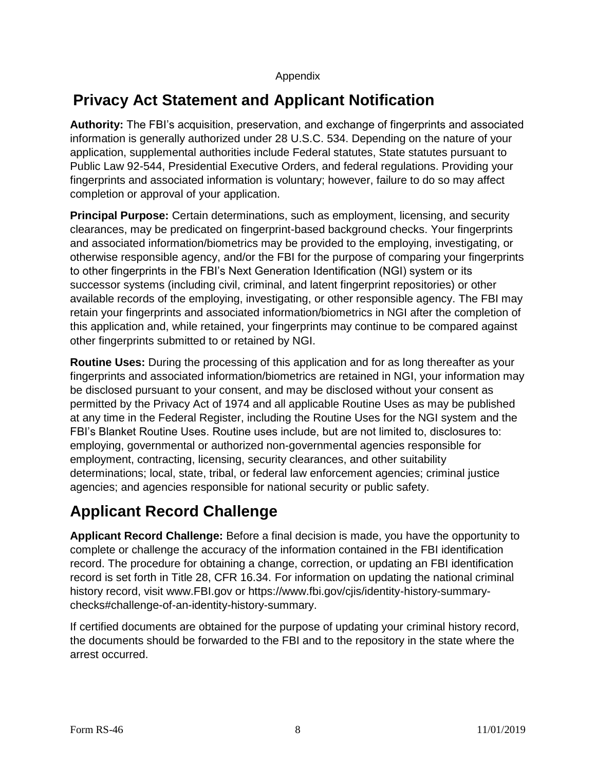Appendix

## Privacy Act Statement and Applicant Notification

**Authority:** The FBI's acquisition, preservation, and exchange of fingerprints and associated information is generally authorized under 28 U.S.C. 534. Depending on the nature of your application, supplemental authorities include Federal statutes, State statutes pursuant to Public Law 92-544, Presidential Executive Orders, and federal regulations. Providing your fingerprints and associated information is voluntary; however, failure to do so may affect completion or approval of your application.

**Principal Purpose:** Certain determinations, such as employment, licensing, and security clearances, may be predicated on fingerprint-based background checks. Your fingerprints and associated information/biometrics may be provided to the employing, investigating, or otherwise responsible agency, and/or the FBI for the purpose of comparing your fingerprints to other fingerprints in the FBI's Next Generation Identification (NGI) system or its successor systems (including civil, criminal, and latent fingerprint repositories) or other available records of the employing, investigating, or other responsible agency. The FBI may retain your fingerprints and associated information/biometrics in NGI after the completion of this application and, while retained, your fingerprints may continue to be compared against other fingerprints submitted to or retained by NGI.

**Routine Uses:** During the processing of this application and for as long thereafter as your fingerprints and associated information/biometrics are retained in NGI, your information may be disclosed pursuant to your consent, and may be disclosed without your consent as permitted by the Privacy Act of 1974 and all applicable Routine Uses as may be published at any time in the Federal Register, including the Routine Uses for the NGI system and the FBI's Blanket Routine Uses. Routine uses include, but are not limited to, disclosures to: employing, governmental or authorized non-governmental agencies responsible for employment, contracting, licensing, security clearances, and other suitability determinations; local, state, tribal, or federal law enforcement agencies; criminal justice agencies; and agencies responsible for national security or public safety.

## Applicant Record Challenge

**Applicant Record Challenge:** Before a final decision is made, you have the opportunity to complete or challenge the accuracy of the information contained in the FBI identification record. The procedure for obtaining a change, correction, or updating an FBI identification record is set forth in Title 28, CFR 16.34. For information on updating the national criminal history record, visit www.FBI.gov or https://www.fbi.gov/cjis/identity-history-summary-checks#challenge-of-an-identity-history-summary.

If certified documents are obtained for the purpose of updating your criminal history record, the documents should be forwarded to the FBI and to the repository in the state where the arrest occurred.

Form RS-46 11/01/2019